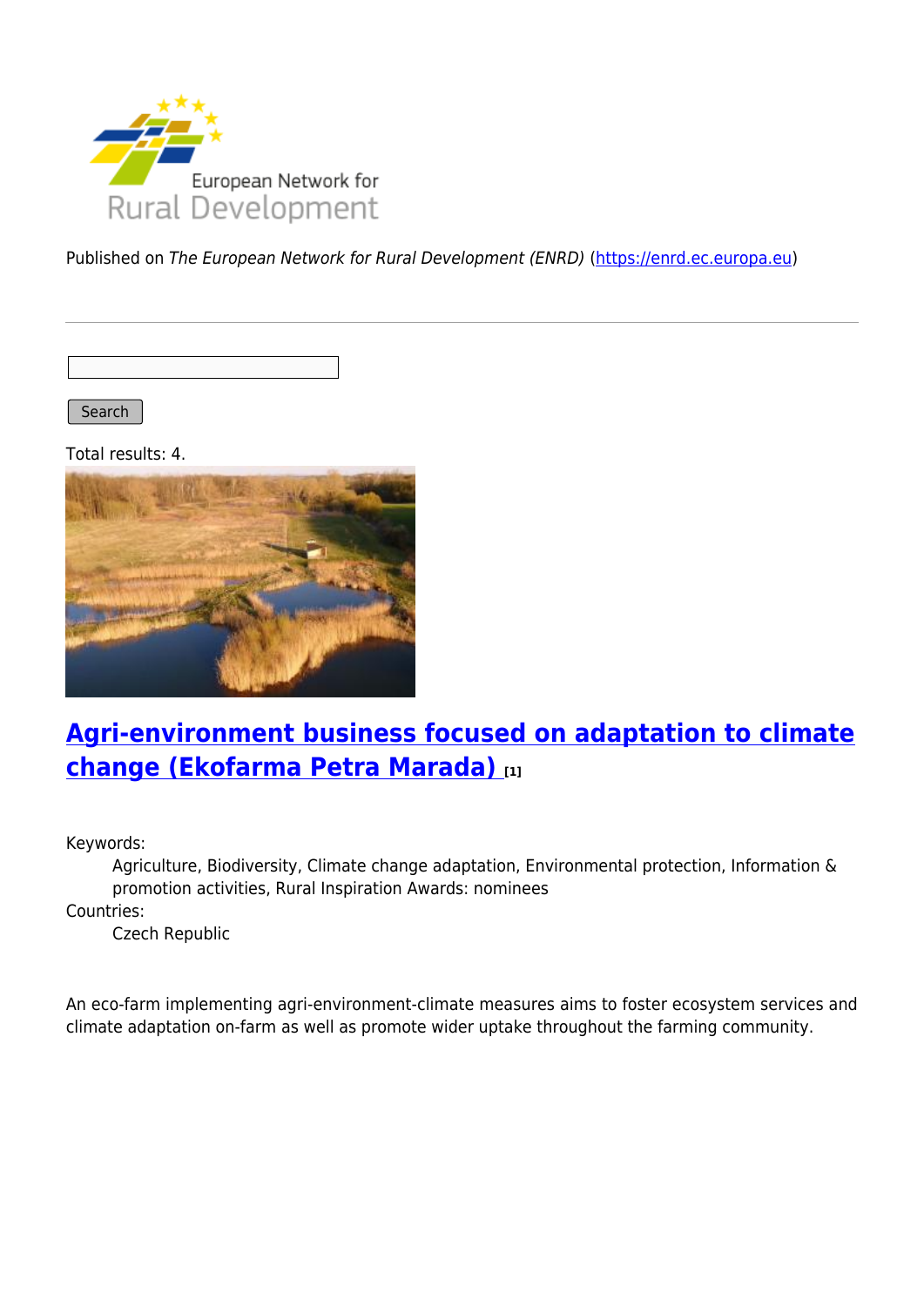Published on *The European Network for Rural Development (ENRD)* (https://enrd.ec.europa.eu)

Search

Total results: 4.

## Agri-environment business focused on adaptation to climate change (Ekofarma Petra Marada) [1]

Keywords:
: Agriculture, Biodiversity, Climate change adaptation, Environmental protection, Information & promotion activities, Rural Inspiration Awards: nominees

Countries:
: Czech Republic

An eco-farm implementing agri-environment-climate measures aims to foster ecosystem services and climate adaptation on-farm as well as promote wider uptake throughout the farming community.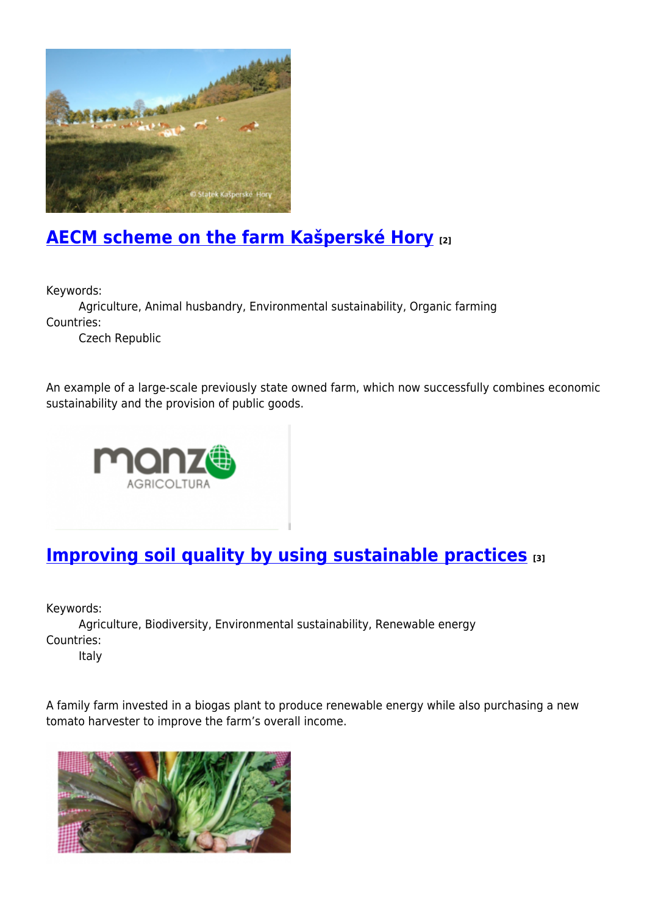## AECM scheme on the farm Kašperské Hory [2]

Keywords:
Agriculture, Animal husbandry, Environmental sustainability, Organic farming
Countries:
Czech Republic

An example of a large-scale previously state owned farm, which now successfully combines economic sustainability and the provision of public goods.

## Improving soil quality by using sustainable practices [3]

Keywords:
Agriculture, Biodiversity, Environmental sustainability, Renewable energy
Countries:
Italy

A family farm invested in a biogas plant to produce renewable energy while also purchasing a new tomato harvester to improve the farm's overall income.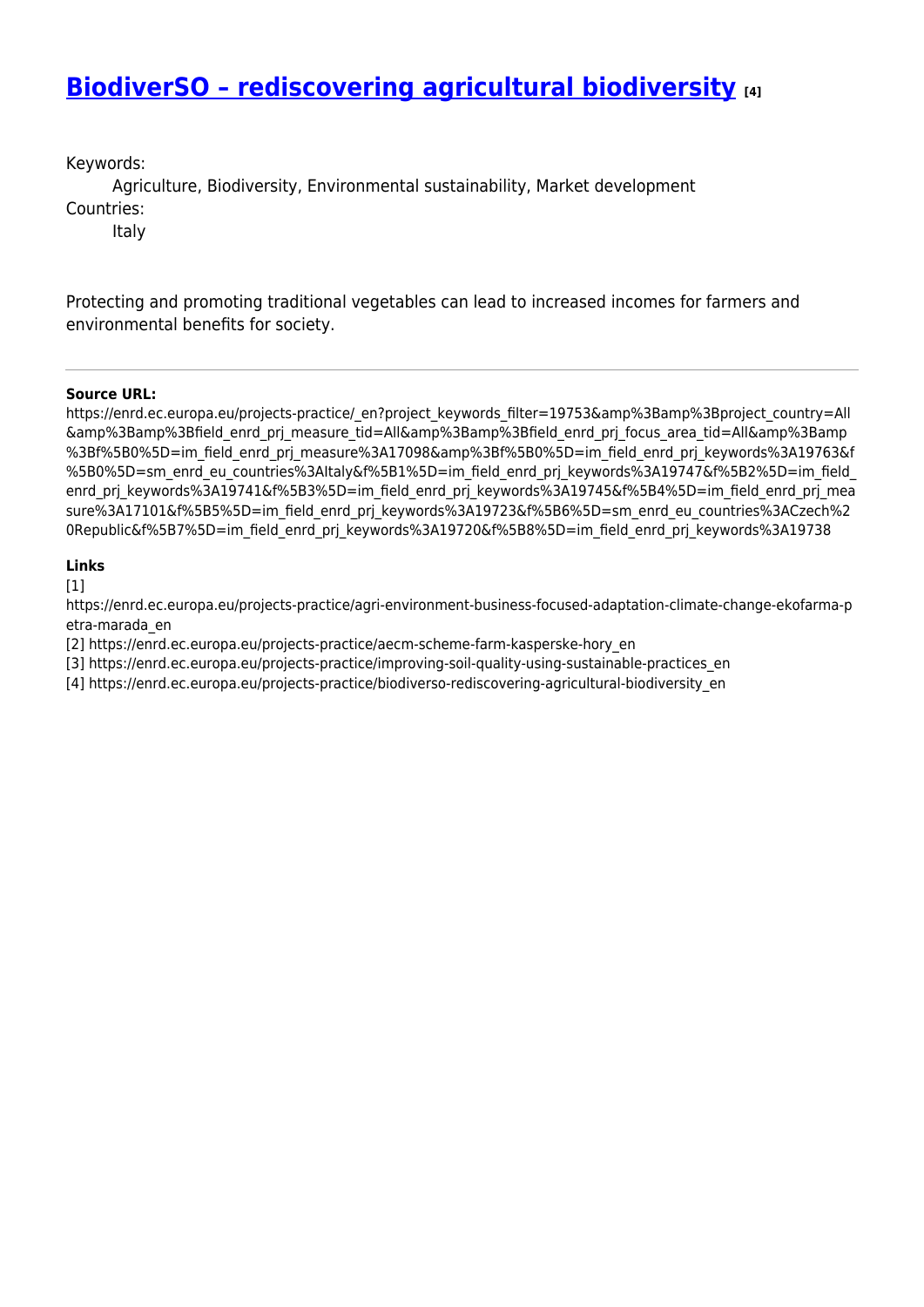## [BiodiverSO – rediscovering agricultural biodiversity](https://enrd.ec.europa.eu/projects-practice/biodiverso-rediscovering-agricultural-biodiversity_en) [4]

Keywords:

Agriculture, Biodiversity, Environmental sustainability, Market development

Countries:

Italy

Protecting and promoting traditional vegetables can lead to increased incomes for farmers and environmental benefits for society.

---

**Source URL:**
https://enrd.ec.europa.eu/projects-practice/_en?project_keywords_filter=19753&amp%3Bamp%3Bproject_country=All&amp%3Bamp%3Bfield_enrd_prj_measure_tid=All&amp%3Bamp%3Bfield_enrd_prj_focus_area_tid=All&amp%3Bamp%3Bf%5B0%5D=im_field_enrd_prj_measure%3A17098&amp%3Bf%5B0%5D=im_field_enrd_prj_keywords%3A19763&f%5B0%5D=sm_enrd_eu_countries%3AItaly&f%5B1%5D=im_field_enrd_prj_keywords%3A19747&f%5B2%5D=im_field_enrd_prj_keywords%3A19741&f%5B3%5D=im_field_enrd_prj_keywords%3A19745&f%5B4%5D=im_field_enrd_prj_measure%3A17101&f%5B5%5D=im_field_enrd_prj_keywords%3A19723&f%5B6%5D=sm_enrd_eu_countries%3ACzech%20Republic&f%5B7%5D=im_field_enrd_prj_keywords%3A19720&f%5B8%5D=im_field_enrd_prj_keywords%3A19738

**Links**

[1] https://enrd.ec.europa.eu/projects-practice/agri-environment-business-focused-adaptation-climate-change-ekofarma-petra-marada_en

[2] https://enrd.ec.europa.eu/projects-practice/aecm-scheme-farm-kasperske-hory_en

[3] https://enrd.ec.europa.eu/projects-practice/improving-soil-quality-using-sustainable-practices_en

[4] https://enrd.ec.europa.eu/projects-practice/biodiverso-rediscovering-agricultural-biodiversity_en